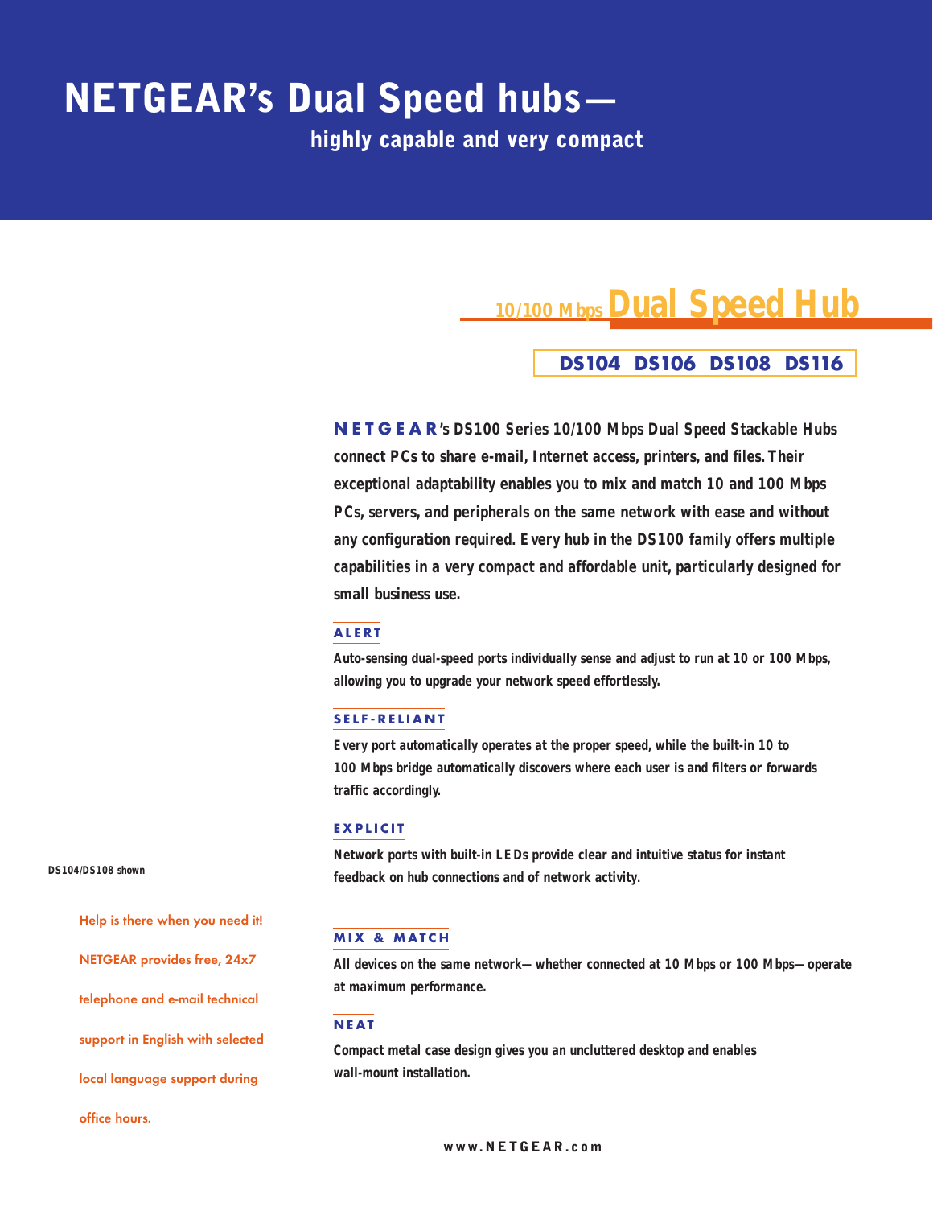# NETGEAR's Dual Speed hubs—

## highly capable and very compact

## 10/100 Mbps Dual Speed Hub

**DS104 DS106 DS108 DS116**

**NETGEAR's DS100 Series 10/100 Mbps Dual Speed Stackable Hubs connect PCs to share e-mail, Internet access, printers, and files. Their exceptional adaptability enables you to mix and match 10 and 100 Mbps PCs, servers, and peripherals on the same network with ease and without any configuration required. Every hub in the DS100 family offers multiple capabilities in a very compact and affordable unit, particularly designed for small business use.**

### ALERT

**Auto-sensing dual-speed ports individually sense and adjust to run at 10 or 100 Mbps, allowing you to upgrade your network speed effortlessly.**

### SELF-RELIANT

**Every port automatically operates at the proper speed, while the built-in 10 to 100 Mbps bridge automatically discovers where each user is and filters or forwards traffic accordingly.**

### EXPLICIT

**Network ports with built-in LEDs provide clear and intuitive status for instant feedback on hub connections and of network activity.**

### MIX & MATCH

**All devices on the same network—whether connected at 10 Mbps or 100 Mbps—operate at maximum performance.**

### NEAT

**Compact metal case design gives you an uncluttered desktop and enables wall-mount installation.**

DS104/DS108 shown

Help is there when you need it! NETGEAR provides free, 24x7 telephone and e-mail technical support in English with selected local language support during office hours.

www.NETGEAR.com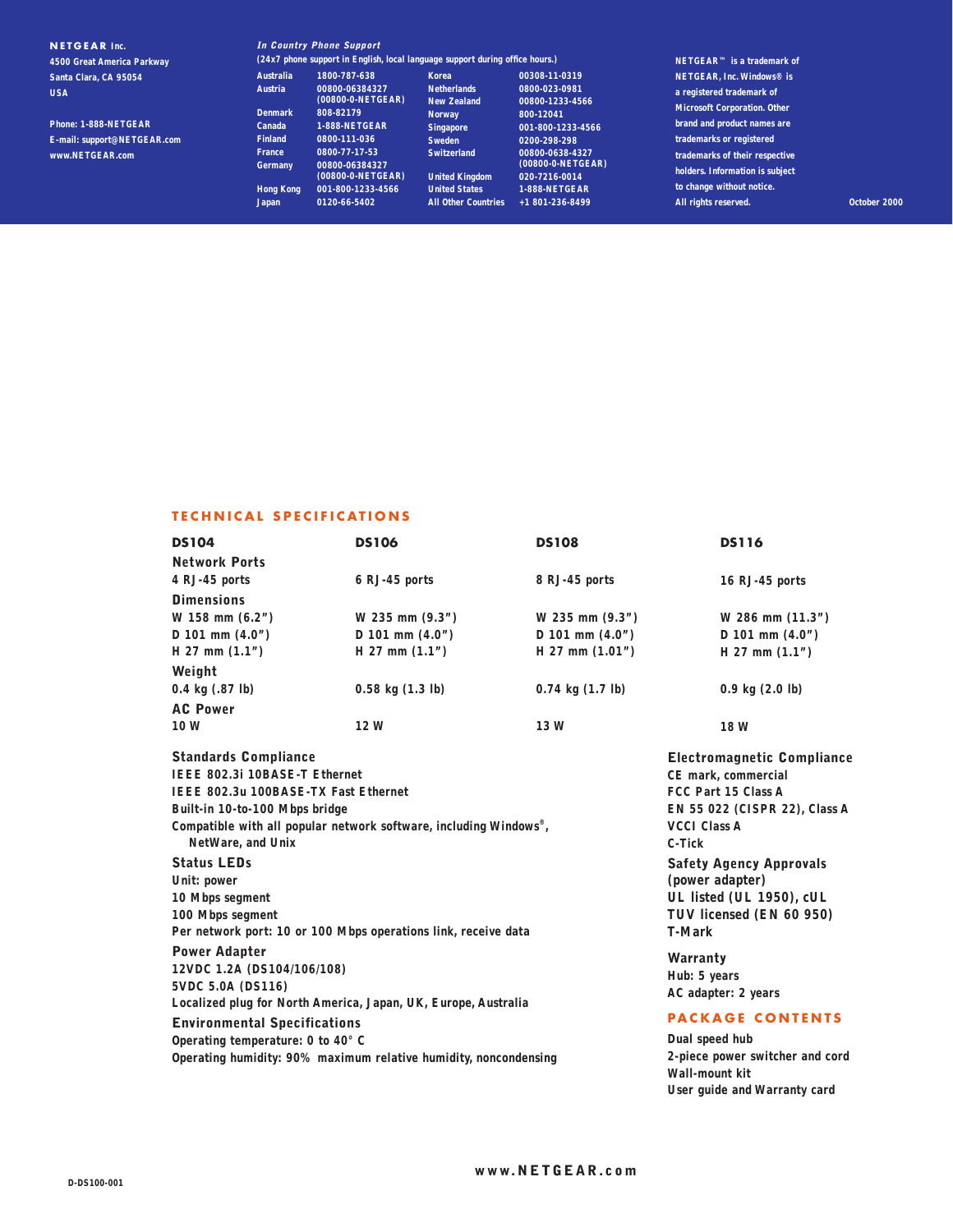**NETGEAR Inc.**
4500 Great America Parkway
Santa Clara, CA 95054
USA

Phone: 1-888-NETGEAR
E-mail: support@NETGEAR.com
www.NETGEAR.com

*In Country Phone Support*
(24x7 phone support in English, local language support during office hours.)

| | | | |
|---|---|---|---|
| Australia | 1800-787-638 | Korea | 00308-11-0319 |
| Austria | 00800-06384327 (00800-0-NETGEAR) | Netherlands | 0800-023-0981 |
| | | New Zealand | 00800-1233-4566 |
| Denmark | 808-82179 | Norway | 800-12041 |
| Canada | 1-888-NETGEAR | Singapore | 001-800-1233-4566 |
| Finland | 0800-111-036 | Sweden | 0200-298-298 |
| France | 0800-77-17-53 | Switzerland | 00800-0638-4327 (00800-0-NETGEAR) |
| Germany | 00800-06384327 (00800-0-NETGEAR) | United Kingdom | 020-7216-0014 |
| Hong Kong | 001-800-1233-4566 | United States | 1-888-NETGEAR |
| Japan | 0120-66-5402 | All Other Countries | +1 801-236-8499 |

NETGEAR™ is a trademark of NETGEAR, Inc. Windows® is a registered trademark of Microsoft Corporation. Other brand and product names are trademarks or registered trademarks of their respective holders. Information is subject to change without notice. All rights reserved.

October 2000

## TECHNICAL SPECIFICATIONS

| | DS104 | DS106 | DS108 | DS116 |
|---|---|---|---|---|
| **Network Ports** | 4 RJ-45 ports | 6 RJ-45 ports | 8 RJ-45 ports | 16 RJ-45 ports |
| **Dimensions** | W 158 mm (6.2") D 101 mm (4.0") H 27 mm (1.1") | W 235 mm (9.3") D 101 mm (4.0") H 27 mm (1.1") | W 235 mm (9.3") D 101 mm (4.0") H 27 mm (1.01") | W 286 mm (11.3") D 101 mm (4.0") H 27 mm (1.1") |
| **Weight** | 0.4 kg (.87 lb) | 0.58 kg (1.3 lb) | 0.74 kg (1.7 lb) | 0.9 kg (2.0 lb) |
| **AC Power** | 10 W | 12 W | 13 W | 18 W |

**Standards Compliance**
IEEE 802.3i 10BASE-T Ethernet
IEEE 802.3u 100BASE-TX Fast Ethernet
Built-in 10-to-100 Mbps bridge
Compatible with all popular network software, including Windows®, NetWare, and Unix

**Status LEDs**
Unit: power
10 Mbps segment
100 Mbps segment
Per network port: 10 or 100 Mbps operations link, receive data

**Power Adapter**
12VDC 1.2A (DS104/106/108)
5VDC 5.0A (DS116)
Localized plug for North America, Japan, UK, Europe, Australia

**Environmental Specifications**
Operating temperature: 0 to 40° C
Operating humidity: 90% maximum relative humidity, noncondensing

**Electromagnetic Compliance**
CE mark, commercial
FCC Part 15 Class A
EN 55 022 (CISPR 22), Class A
VCCI Class A
C-Tick

**Safety Agency Approvals (power adapter)**
UL listed (UL 1950), cUL
TUV licensed (EN 60 950)
T-Mark

**Warranty**
Hub: 5 years
AC adapter: 2 years

## PACKAGE CONTENTS

Dual speed hub
2-piece power switcher and cord
Wall-mount kit
User guide and Warranty card

www.NETGEAR.com

D-DS100-001